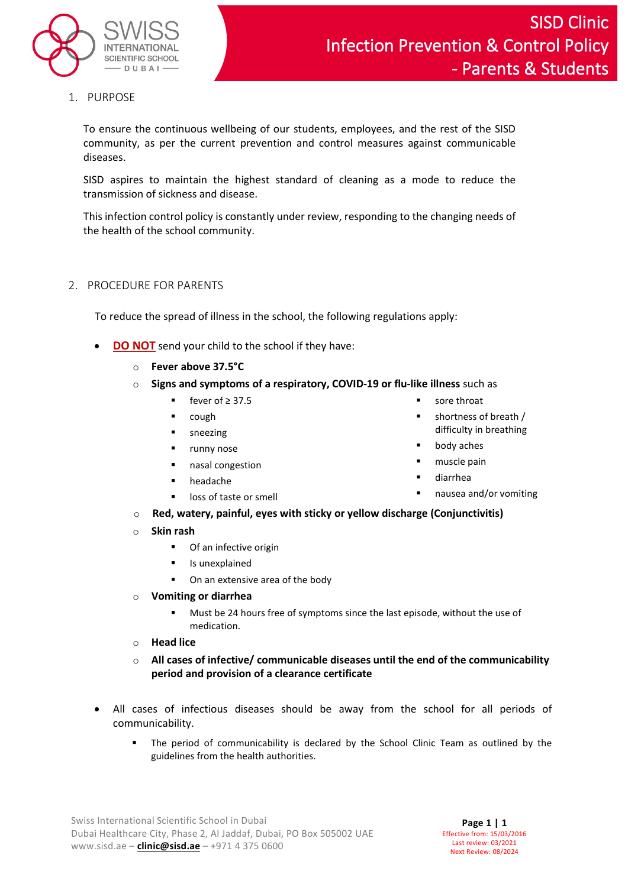# SISD Clinic
# Infection Prevention & Control Policy - Parents & Students

## 1. PURPOSE

To ensure the continuous wellbeing of our students, employees, and the rest of the SISD community, as per the current prevention and control measures against communicable diseases.

SISD aspires to maintain the highest standard of cleaning as a mode to reduce the transmission of sickness and disease.

This infection control policy is constantly under review, responding to the changing needs of the health of the school community.

## 2. PROCEDURE FOR PARENTS

To reduce the spread of illness in the school, the following regulations apply:

- **DO NOT** send your child to the school if they have:
  - **Fever above 37.5°C**
  - **Signs and symptoms of a respiratory, COVID-19 or flu-like illness** such as
    - fever of ≥ 37.5
    - cough
    - sneezing
    - runny nose
    - nasal congestion
    - headache
    - loss of taste or smell
    - sore throat
    - shortness of breath / difficulty in breathing
    - body aches
    - muscle pain
    - diarrhea
    - nausea and/or vomiting
  - **Red, watery, painful, eyes with sticky or yellow discharge (Conjunctivitis)**
  - **Skin rash**
    - Of an infective origin
    - Is unexplained
    - On an extensive area of the body
  - **Vomiting or diarrhea**
    - Must be 24 hours free of symptoms since the last episode, without the use of medication.
  - **Head lice**
  - **All cases of infective/ communicable diseases until the end of the communicability period and provision of a clearance certificate**

- All cases of infectious diseases should be away from the school for all periods of communicability.
  - The period of communicability is declared by the School Clinic Team as outlined by the guidelines from the health authorities.

Swiss International Scientific School in Dubai
Dubai Healthcare City, Phase 2, Al Jaddaf, Dubai, PO Box 505002 UAE
www.sisd.ae – **clinic@sisd.ae** – +971 4 375 0600

Effective from: 15/03/2016
Last review: 03/2021
Next Review: 08/2024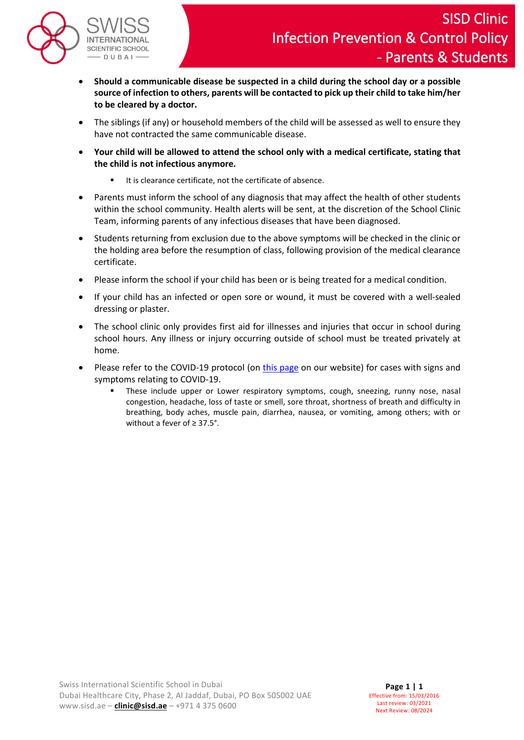- **Should a communicable disease be suspected in a child during the school day or a possible source of infection to others, parents will be contacted to pick up their child to take him/her to be cleared by a doctor.**
- The siblings (if any) or household members of the child will be assessed as well to ensure they have not contracted the same communicable disease.
- **Your child will be allowed to attend the school only with a medical certificate, stating that the child is not infectious anymore.**
  - It is clearance certificate, not the certificate of absence.
- Parents must inform the school of any diagnosis that may affect the health of other students within the school community. Health alerts will be sent, at the discretion of the School Clinic Team, informing parents of any infectious diseases that have been diagnosed.
- Students returning from exclusion due to the above symptoms will be checked in the clinic or the holding area before the resumption of class, following provision of the medical clearance certificate.
- Please inform the school if your child has been or is being treated for a medical condition.
- If your child has an infected or open sore or wound, it must be covered with a well-sealed dressing or plaster.
- The school clinic only provides first aid for illnesses and injuries that occur in school during school hours. Any illness or injury occurring outside of school must be treated privately at home.
- Please refer to the COVID-19 protocol (on [this page]() on our website) for cases with signs and symptoms relating to COVID-19.
  - These include upper or Lower respiratory symptoms, cough, sneezing, runny nose, nasal congestion, headache, loss of taste or smell, sore throat, shortness of breath and difficulty in breathing, body aches, muscle pain, diarrhea, nausea, or vomiting, among others; with or without a fever of ≥ 37.5°.

Effective from: 15/03/2016
Last review: 03/2021
Next Review: 08/2024